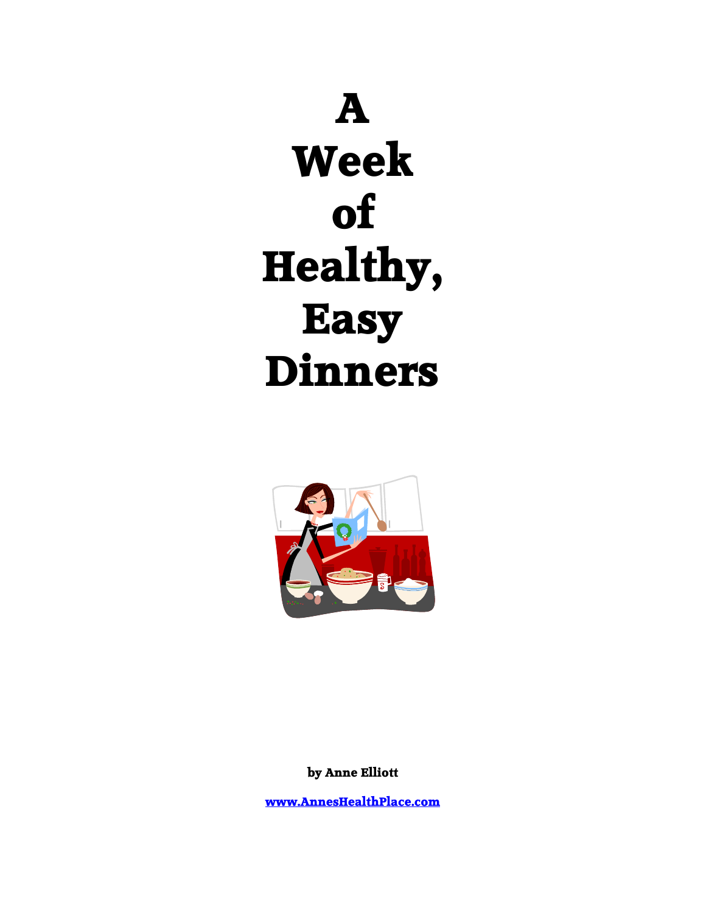# A Week of Healthy, Easy Dinners

**by Anne Elliott**

**www.AnnesHealthPlace.com**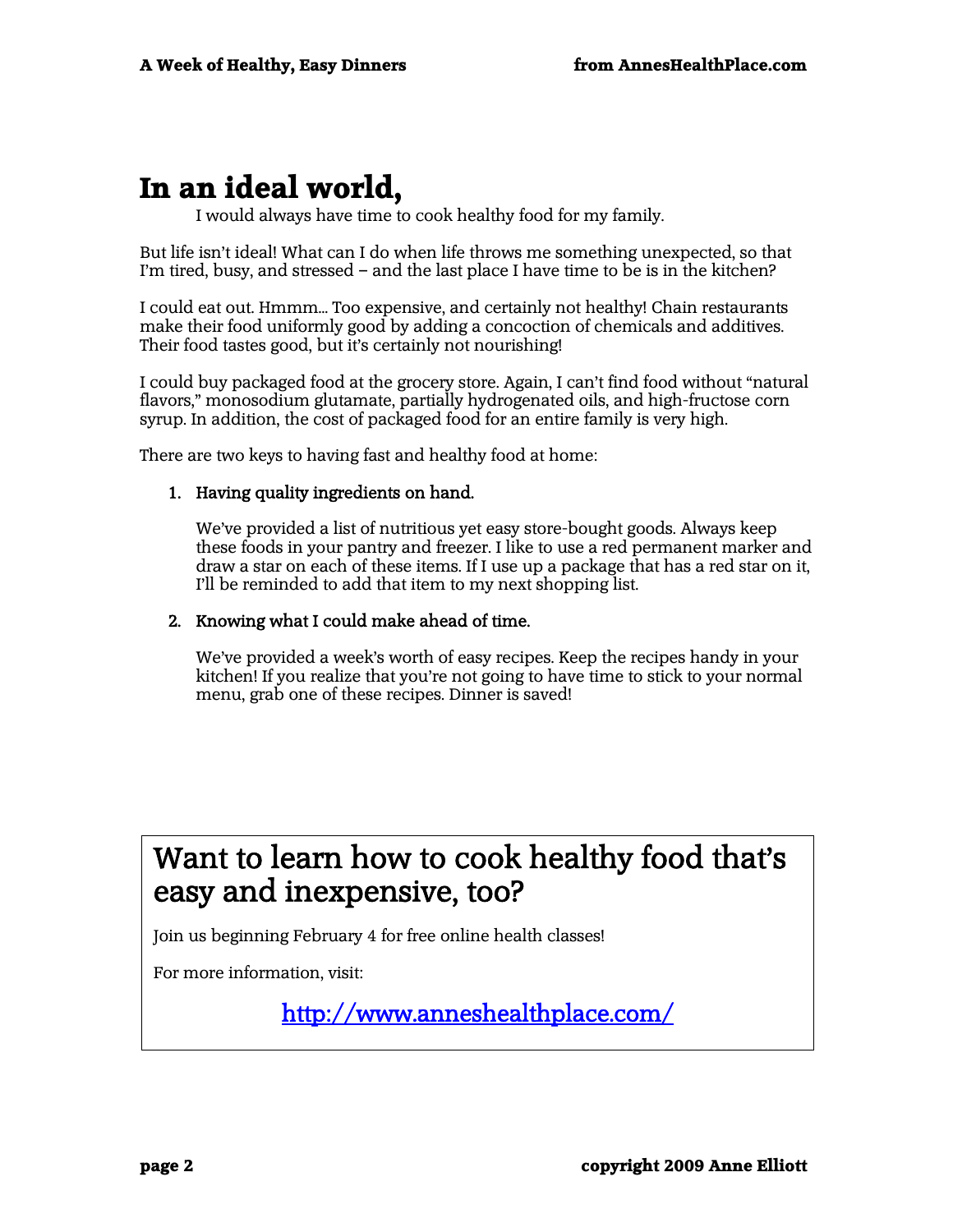# In an ideal world,

I would always have time to cook healthy food for my family.

But life isn't ideal! What can I do when life throws me something unexpected, so that I'm tired, busy, and stressed – and the last place I have time to be is in the kitchen?

I could eat out. Hmmm… Too expensive, and certainly not healthy! Chain restaurants make their food uniformly good by adding a concoction of chemicals and additives. Their food tastes good, but it's certainly not nourishing!

I could buy packaged food at the grocery store. Again, I can't find food without "natural flavors," monosodium glutamate, partially hydrogenated oils, and high-fructose corn syrup. In addition, the cost of packaged food for an entire family is very high.

There are two keys to having fast and healthy food at home:

1. Having quality ingredients on hand.

   We've provided a list of nutritious yet easy store-bought goods. Always keep these foods in your pantry and freezer. I like to use a red permanent marker and draw a star on each of these items. If I use up a package that has a red star on it, I'll be reminded to add that item to my next shopping list.

2. Knowing what I could make ahead of time.

   We've provided a week's worth of easy recipes. Keep the recipes handy in your kitchen! If you realize that you're not going to have time to stick to your normal menu, grab one of these recipes. Dinner is saved!

## Want to learn how to cook healthy food that's easy and inexpensive, too?

Join us beginning February 4 for free online health classes!

For more information, visit:

http://www.anneshealthplace.com/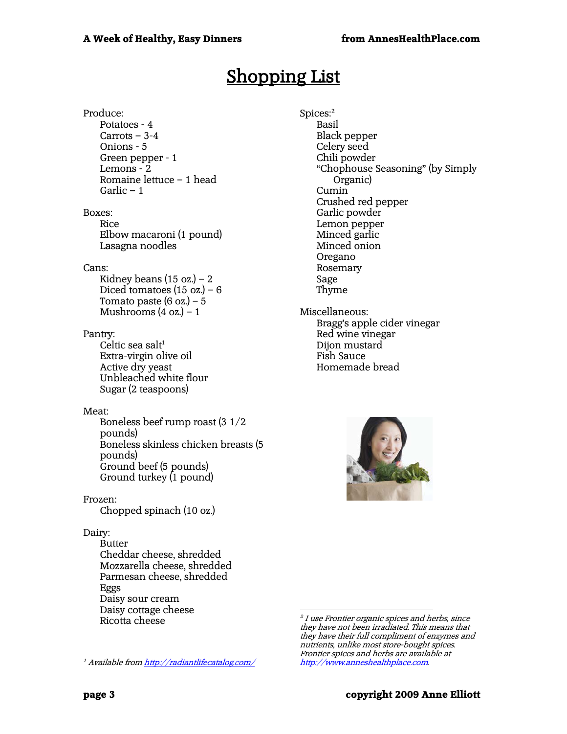# Shopping List

Produce:
- Potatoes - 4
- Carrots – 3-4
- Onions - 5
- Green pepper - 1
- Lemons - 2
- Romaine lettuce – 1 head
- Garlic – 1

Boxes:
- Rice
- Elbow macaroni (1 pound)
- Lasagna noodles

Cans:
- Kidney beans (15 oz.) – 2
- Diced tomatoes (15 oz.) – 6
- Tomato paste (6 oz.) – 5
- Mushrooms (4 oz.) – 1

Pantry:
- Celtic sea salt[1]
- Extra-virgin olive oil
- Active dry yeast
- Unbleached white flour
- Sugar (2 teaspoons)

Meat:
- Boneless beef rump roast (3 1/2 pounds)
- Boneless skinless chicken breasts (5 pounds)
- Ground beef (5 pounds)
- Ground turkey (1 pound)

Frozen:
- Chopped spinach (10 oz.)

Dairy:
- Butter
- Cheddar cheese, shredded
- Mozzarella cheese, shredded
- Parmesan cheese, shredded
- Eggs
- Daisy sour cream
- Daisy cottage cheese
- Ricotta cheese

Spices:[2]
- Basil
- Black pepper
- Celery seed
- Chili powder
- "Chophouse Seasoning" (by Simply Organic)
- Cumin
- Crushed red pepper
- Garlic powder
- Lemon pepper
- Minced garlic
- Minced onion
- Oregano
- Rosemary
- Sage
- Thyme

Miscellaneous:
- Bragg's apple cider vinegar
- Red wine vinegar
- Dijon mustard
- Fish Sauce
- Homemade bread

---

[1] *Available from http://radiantlifecatalog.com/*

[2] *I use Frontier organic spices and herbs, since they have not been irradiated. This means that they have their full compliment of enzymes and nutrients, unlike most store-bought spices. Frontier spices and herbs are available at http://www.anneshealthplace.com.*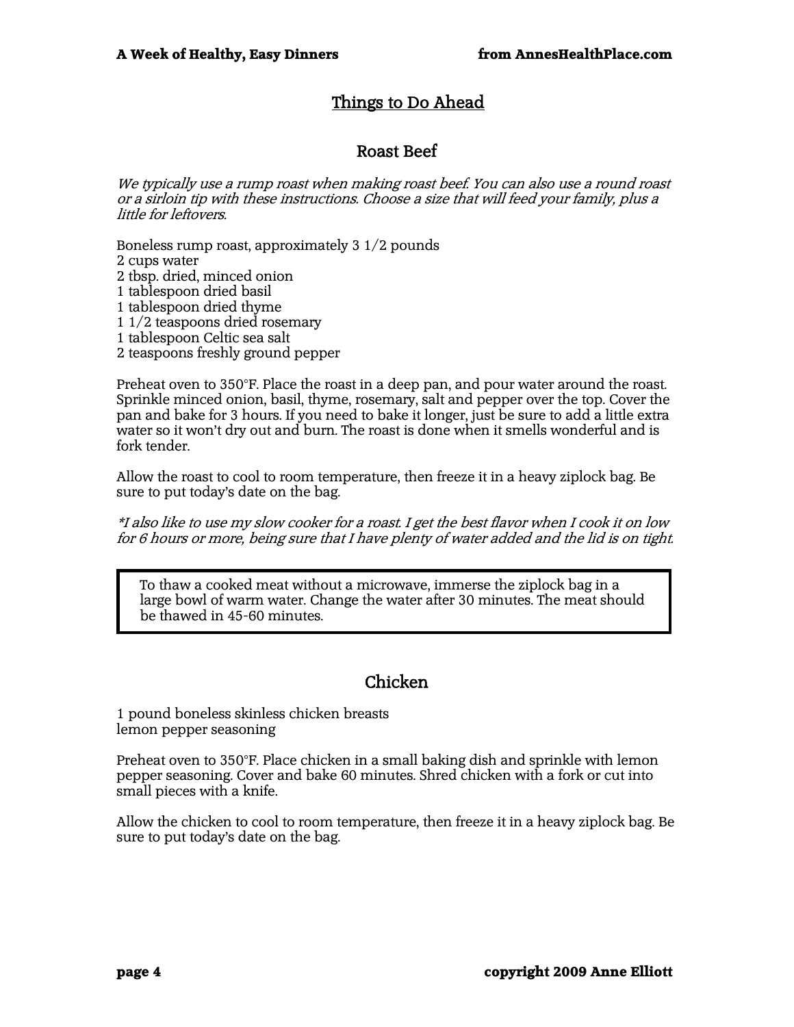## Things to Do Ahead

### Roast Beef

*We typically use a rump roast when making roast beef. You can also use a round roast or a sirloin tip with these instructions. Choose a size that will feed your family, plus a little for leftovers.*

Boneless rump roast, approximately 3 1/2 pounds
2 cups water
2 tbsp. dried, minced onion
1 tablespoon dried basil
1 tablespoon dried thyme
1 1/2 teaspoons dried rosemary
1 tablespoon Celtic sea salt
2 teaspoons freshly ground pepper

Preheat oven to 350°F. Place the roast in a deep pan, and pour water around the roast. Sprinkle minced onion, basil, thyme, rosemary, salt and pepper over the top. Cover the pan and bake for 3 hours. If you need to bake it longer, just be sure to add a little extra water so it won't dry out and burn. The roast is done when it smells wonderful and is fork tender.

Allow the roast to cool to room temperature, then freeze it in a heavy ziplock bag. Be sure to put today's date on the bag.

**I also like to use my slow cooker for a roast. I get the best flavor when I cook it on low for 6 hours or more, being sure that I have plenty of water added and the lid is on tight.*

> To thaw a cooked meat without a microwave, immerse the ziplock bag in a large bowl of warm water. Change the water after 30 minutes. The meat should be thawed in 45-60 minutes.

### Chicken

1 pound boneless skinless chicken breasts
lemon pepper seasoning

Preheat oven to 350°F. Place chicken in a small baking dish and sprinkle with lemon pepper seasoning. Cover and bake 60 minutes. Shred chicken with a fork or cut into small pieces with a knife.

Allow the chicken to cool to room temperature, then freeze it in a heavy ziplock bag. Be sure to put today's date on the bag.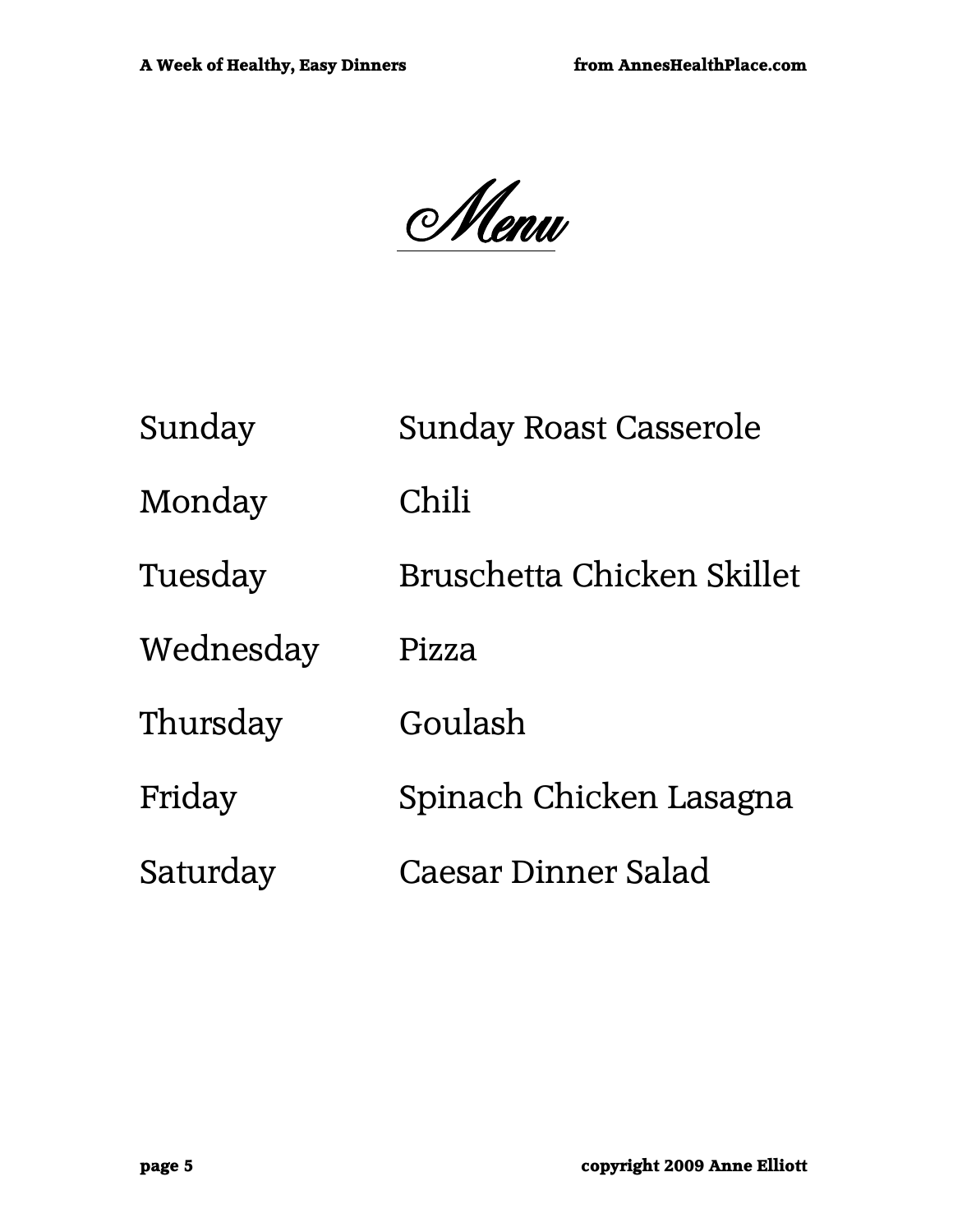# Menu

| | |
|---|---|
| Sunday | Sunday Roast Casserole |
| Monday | Chili |
| Tuesday | Bruschetta Chicken Skillet |
| Wednesday | Pizza |
| Thursday | Goulash |
| Friday | Spinach Chicken Lasagna |
| Saturday | Caesar Dinner Salad |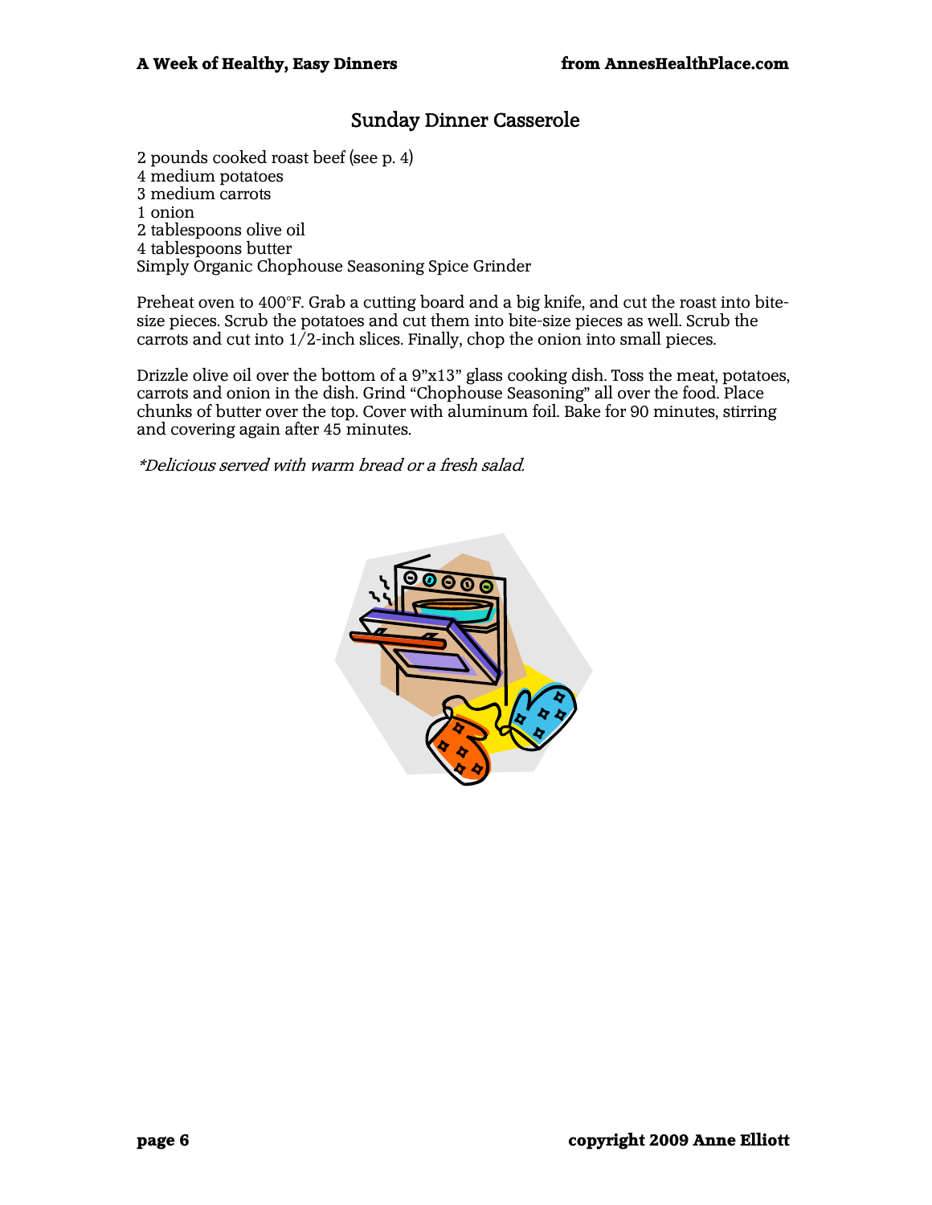# Sunday Dinner Casserole

2 pounds cooked roast beef (see p. 4)
4 medium potatoes
3 medium carrots
1 onion
2 tablespoons olive oil
4 tablespoons butter
Simply Organic Chophouse Seasoning Spice Grinder

Preheat oven to 400°F. Grab a cutting board and a big knife, and cut the roast into bite-size pieces. Scrub the potatoes and cut them into bite-size pieces as well. Scrub the carrots and cut into 1/2-inch slices. Finally, chop the onion into small pieces.

Drizzle olive oil over the bottom of a 9"x13" glass cooking dish. Toss the meat, potatoes, carrots and onion in the dish. Grind "Chophouse Seasoning" all over the food. Place chunks of butter over the top. Cover with aluminum foil. Bake for 90 minutes, stirring and covering again after 45 minutes.

*\*Delicious served with warm bread or a fresh salad.*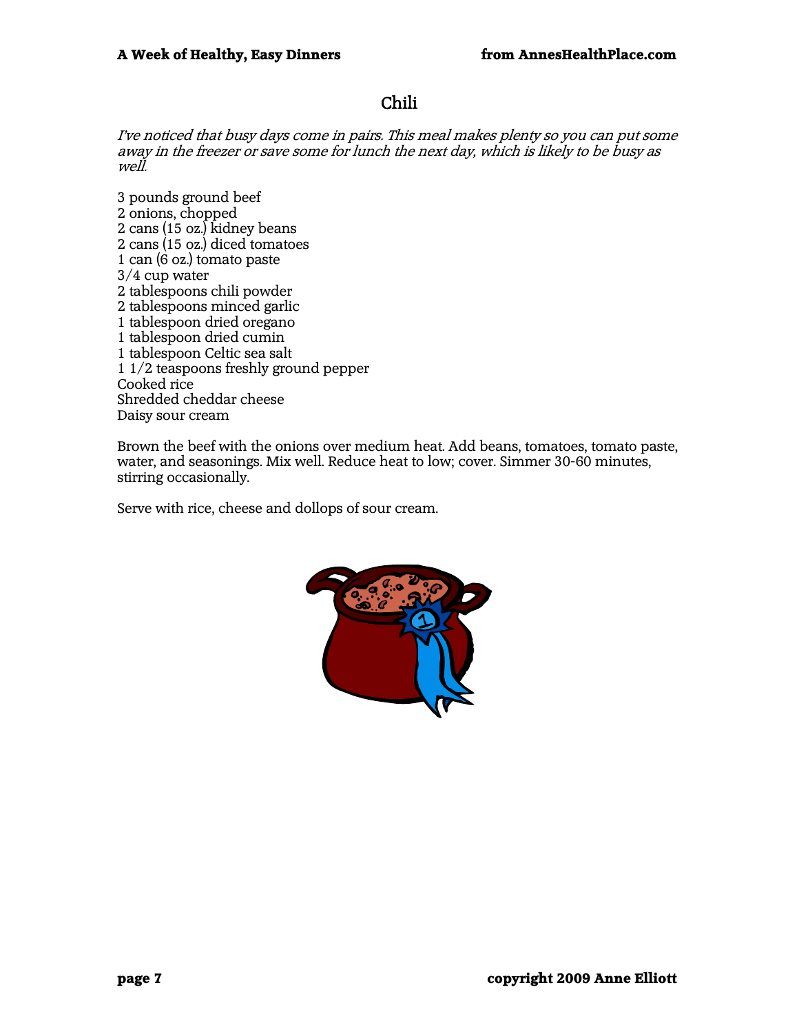## Chili

*I've noticed that busy days come in pairs. This meal makes plenty so you can put some away in the freezer or save some for lunch the next day, which is likely to be busy as well.*

3 pounds ground beef
2 onions, chopped
2 cans (15 oz.) kidney beans
2 cans (15 oz.) diced tomatoes
1 can (6 oz.) tomato paste
3/4 cup water
2 tablespoons chili powder
2 tablespoons minced garlic
1 tablespoon dried oregano
1 tablespoon dried cumin
1 tablespoon Celtic sea salt
1 1/2 teaspoons freshly ground pepper
Cooked rice
Shredded cheddar cheese
Daisy sour cream

Brown the beef with the onions over medium heat. Add beans, tomatoes, tomato paste, water, and seasonings. Mix well. Reduce heat to low; cover. Simmer 30-60 minutes, stirring occasionally.

Serve with rice, cheese and dollops of sour cream.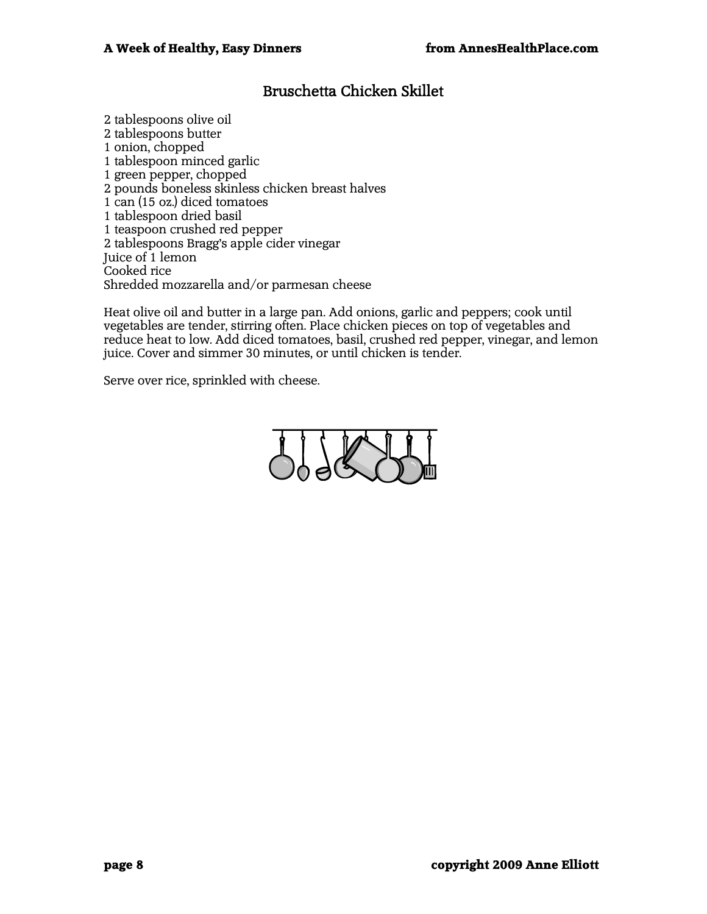# Bruschetta Chicken Skillet

2 tablespoons olive oil
2 tablespoons butter
1 onion, chopped
1 tablespoon minced garlic
1 green pepper, chopped
2 pounds boneless skinless chicken breast halves
1 can (15 oz.) diced tomatoes
1 tablespoon dried basil
1 teaspoon crushed red pepper
2 tablespoons Bragg's apple cider vinegar
Juice of 1 lemon
Cooked rice
Shredded mozzarella and/or parmesan cheese

Heat olive oil and butter in a large pan. Add onions, garlic and peppers; cook until vegetables are tender, stirring often. Place chicken pieces on top of vegetables and reduce heat to low. Add diced tomatoes, basil, crushed red pepper, vinegar, and lemon juice. Cover and simmer 30 minutes, or until chicken is tender.

Serve over rice, sprinkled with cheese.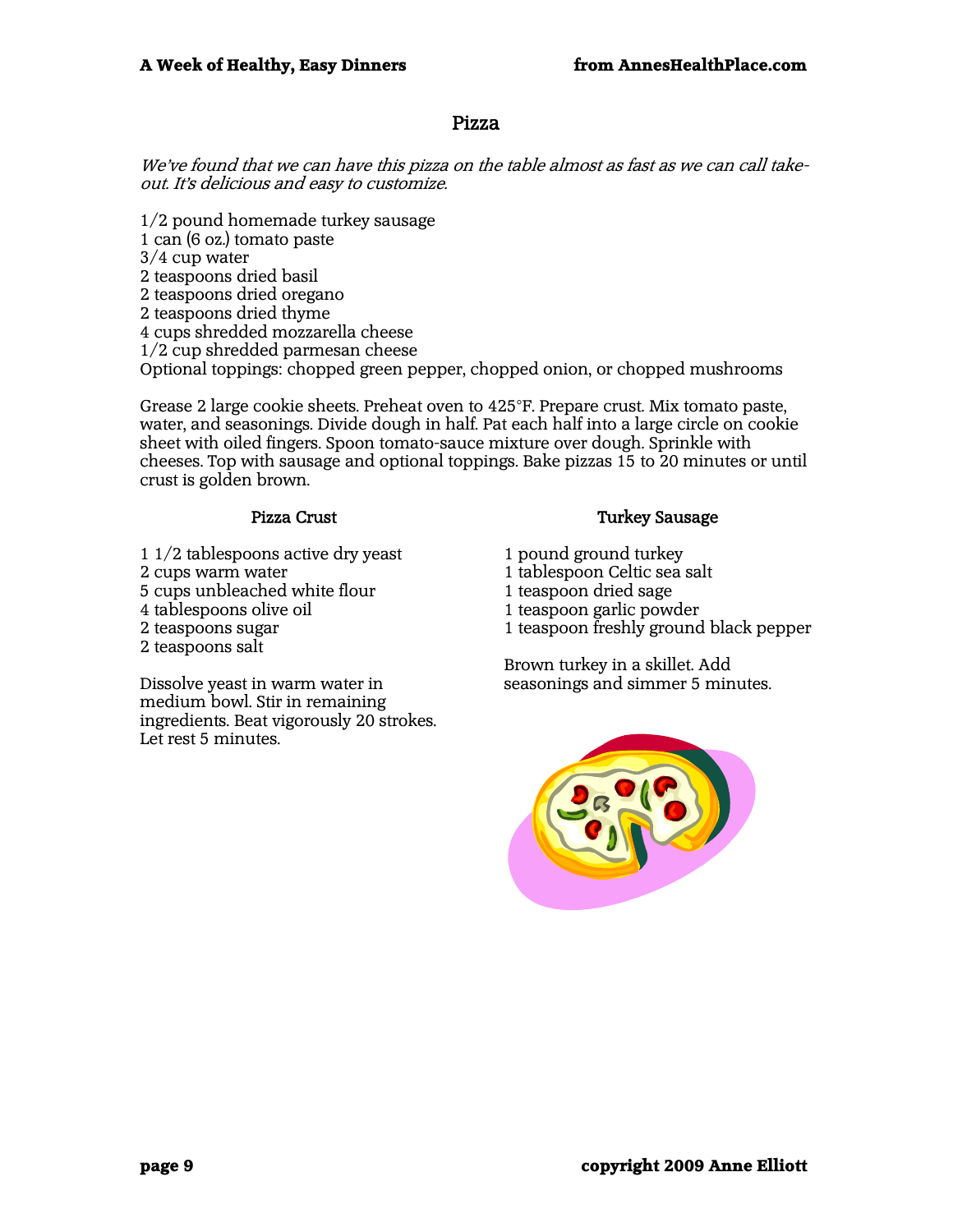## Pizza

*We've found that we can have this pizza on the table almost as fast as we can call take-out. It's delicious and easy to customize.*

1/2 pound homemade turkey sausage
1 can (6 oz.) tomato paste
3/4 cup water
2 teaspoons dried basil
2 teaspoons dried oregano
2 teaspoons dried thyme
4 cups shredded mozzarella cheese
1/2 cup shredded parmesan cheese
Optional toppings: chopped green pepper, chopped onion, or chopped mushrooms

Grease 2 large cookie sheets. Preheat oven to 425°F. Prepare crust. Mix tomato paste, water, and seasonings. Divide dough in half. Pat each half into a large circle on cookie sheet with oiled fingers. Spoon tomato-sauce mixture over dough. Sprinkle with cheeses. Top with sausage and optional toppings. Bake pizzas 15 to 20 minutes or until crust is golden brown.

### Pizza Crust

1 1/2 tablespoons active dry yeast
2 cups warm water
5 cups unbleached white flour
4 tablespoons olive oil
2 teaspoons sugar
2 teaspoons salt

Dissolve yeast in warm water in medium bowl. Stir in remaining ingredients. Beat vigorously 20 strokes. Let rest 5 minutes.

### Turkey Sausage

1 pound ground turkey
1 tablespoon Celtic sea salt
1 teaspoon dried sage
1 teaspoon garlic powder
1 teaspoon freshly ground black pepper

Brown turkey in a skillet. Add seasonings and simmer 5 minutes.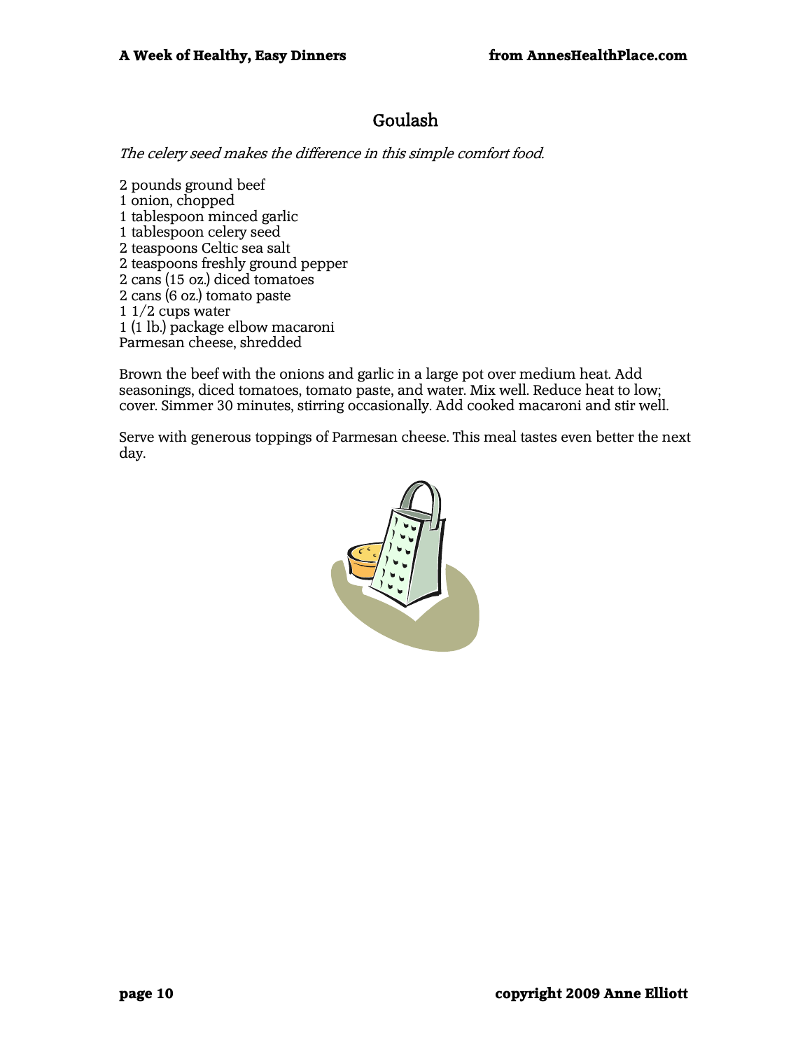# Goulash

*The celery seed makes the difference in this simple comfort food.*

2 pounds ground beef
1 onion, chopped
1 tablespoon minced garlic
1 tablespoon celery seed
2 teaspoons Celtic sea salt
2 teaspoons freshly ground pepper
2 cans (15 oz.) diced tomatoes
2 cans (6 oz.) tomato paste
1 1/2 cups water
1 (1 lb.) package elbow macaroni
Parmesan cheese, shredded

Brown the beef with the onions and garlic in a large pot over medium heat. Add seasonings, diced tomatoes, tomato paste, and water. Mix well. Reduce heat to low; cover. Simmer 30 minutes, stirring occasionally. Add cooked macaroni and stir well.

Serve with generous toppings of Parmesan cheese. This meal tastes even better the next day.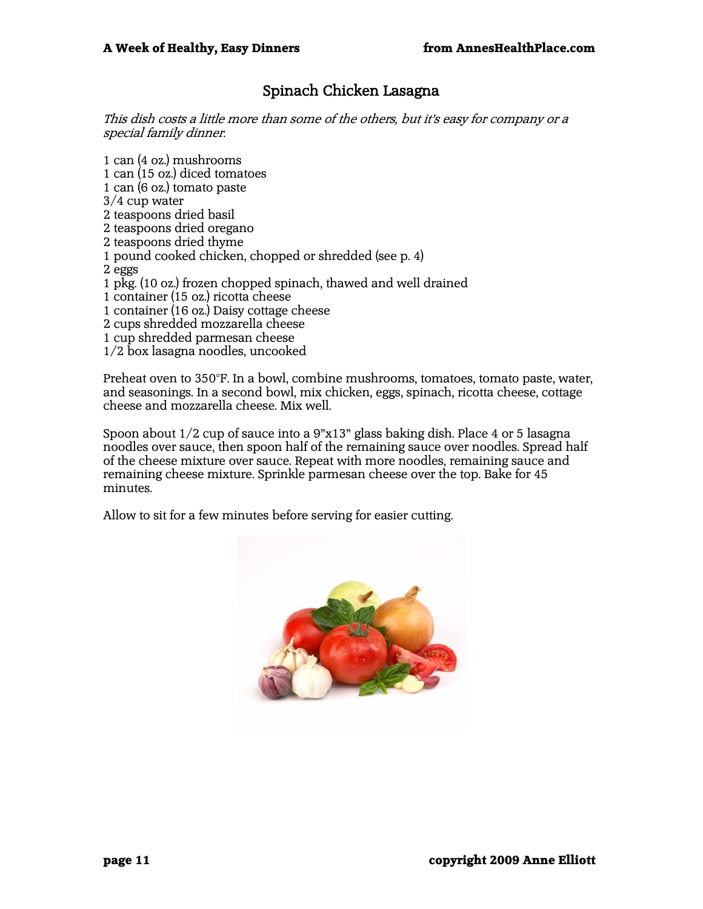# Spinach Chicken Lasagna

*This dish costs a little more than some of the others, but it's easy for company or a special family dinner.*

1 can (4 oz.) mushrooms
1 can (15 oz.) diced tomatoes
1 can (6 oz.) tomato paste
3/4 cup water
2 teaspoons dried basil
2 teaspoons dried oregano
2 teaspoons dried thyme
1 pound cooked chicken, chopped or shredded (see p. 4)
2 eggs
1 pkg. (10 oz.) frozen chopped spinach, thawed and well drained
1 container (15 oz.) ricotta cheese
1 container (16 oz.) Daisy cottage cheese
2 cups shredded mozzarella cheese
1 cup shredded parmesan cheese
1/2 box lasagna noodles, uncooked

Preheat oven to 350°F. In a bowl, combine mushrooms, tomatoes, tomato paste, water, and seasonings. In a second bowl, mix chicken, eggs, spinach, ricotta cheese, cottage cheese and mozzarella cheese. Mix well.

Spoon about 1/2 cup of sauce into a 9"x13" glass baking dish. Place 4 or 5 lasagna noodles over sauce, then spoon half of the remaining sauce over noodles. Spread half of the cheese mixture over sauce. Repeat with more noodles, remaining sauce and remaining cheese mixture. Sprinkle parmesan cheese over the top. Bake for 45 minutes.

Allow to sit for a few minutes before serving for easier cutting.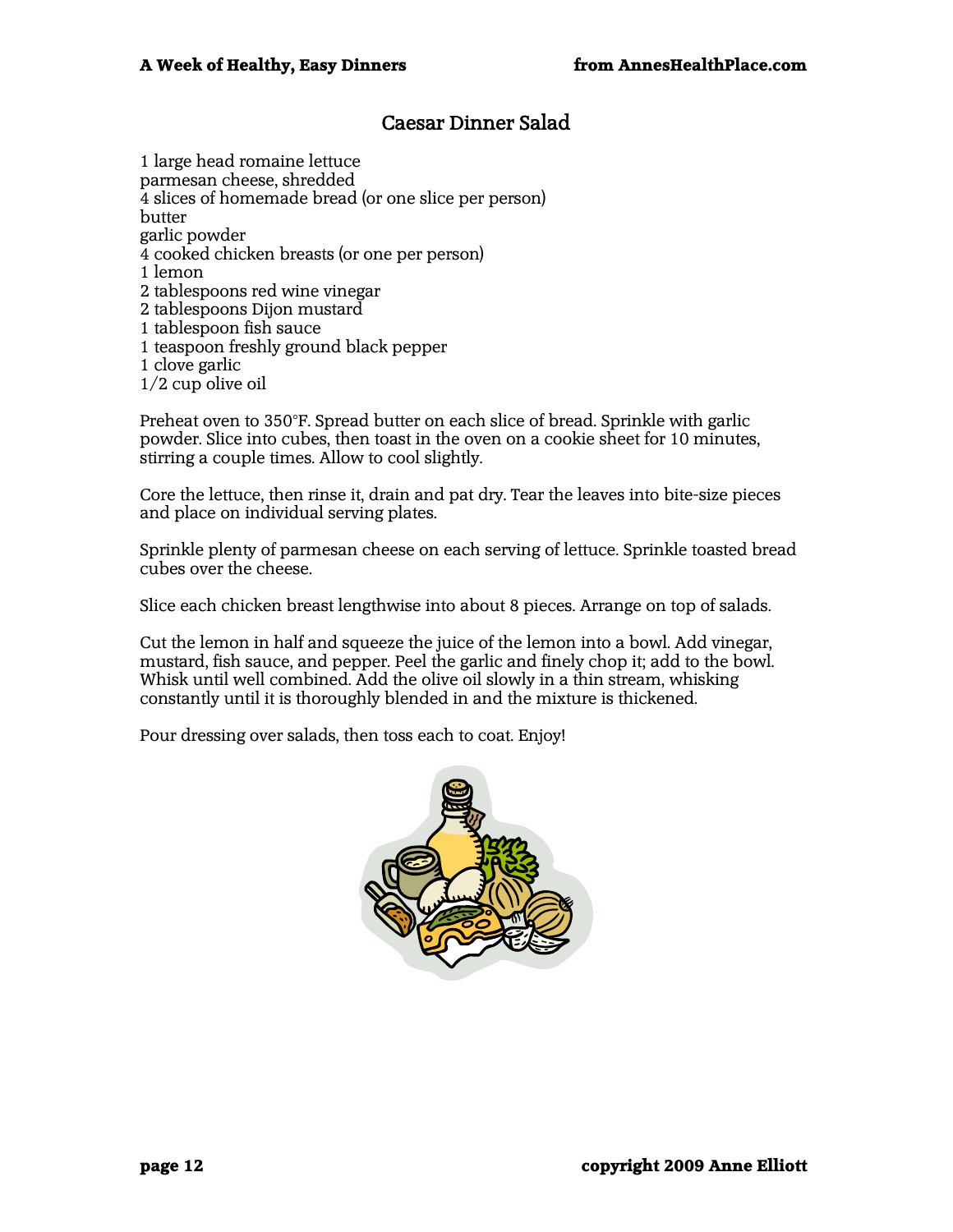# Caesar Dinner Salad

1 large head romaine lettuce
parmesan cheese, shredded
4 slices of homemade bread (or one slice per person)
butter
garlic powder
4 cooked chicken breasts (or one per person)
1 lemon
2 tablespoons red wine vinegar
2 tablespoons Dijon mustard
1 tablespoon fish sauce
1 teaspoon freshly ground black pepper
1 clove garlic
1/2 cup olive oil

Preheat oven to 350°F. Spread butter on each slice of bread. Sprinkle with garlic powder. Slice into cubes, then toast in the oven on a cookie sheet for 10 minutes, stirring a couple times. Allow to cool slightly.

Core the lettuce, then rinse it, drain and pat dry. Tear the leaves into bite-size pieces and place on individual serving plates.

Sprinkle plenty of parmesan cheese on each serving of lettuce. Sprinkle toasted bread cubes over the cheese.

Slice each chicken breast lengthwise into about 8 pieces. Arrange on top of salads.

Cut the lemon in half and squeeze the juice of the lemon into a bowl. Add vinegar, mustard, fish sauce, and pepper. Peel the garlic and finely chop it; add to the bowl. Whisk until well combined. Add the olive oil slowly in a thin stream, whisking constantly until it is thoroughly blended in and the mixture is thickened.

Pour dressing over salads, then toss each to coat. Enjoy!

copyright 2009 Anne Elliott